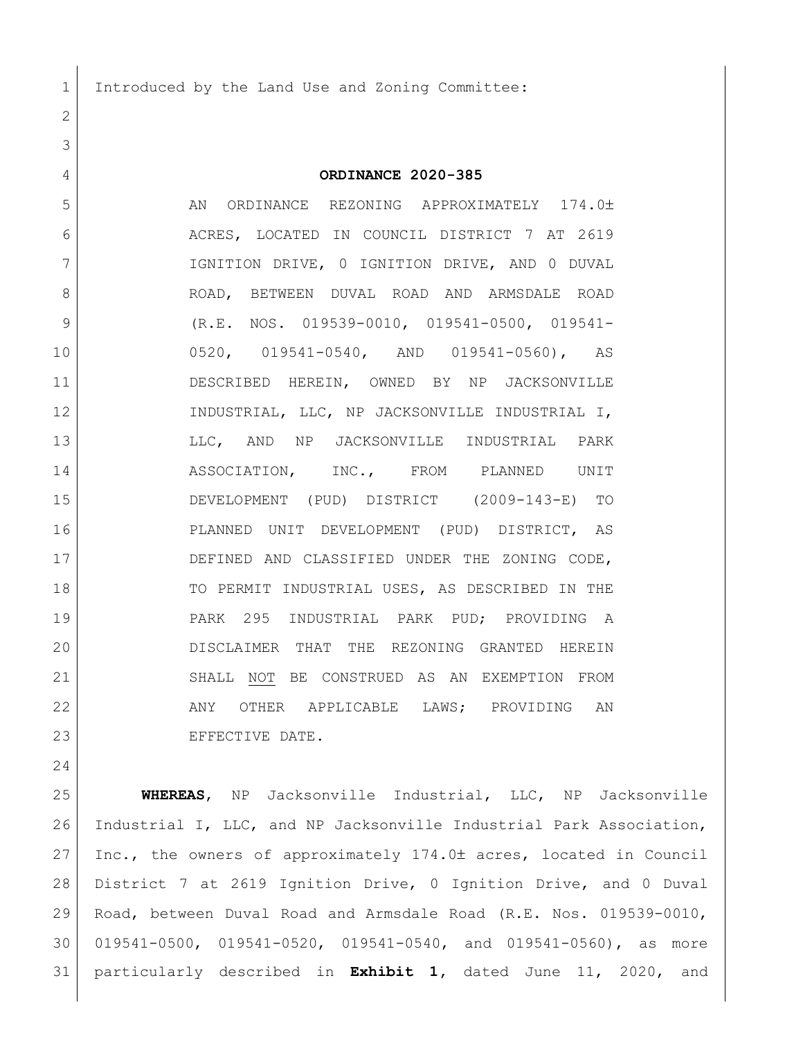Introduced by the Land Use and Zoning Committee:

**ORDINANCE 2020-385**

AN ORDINANCE REZONING APPROXIMATELY 174.0± ACRES, LOCATED IN COUNCIL DISTRICT 7 AT 2619 IGNITION DRIVE, 0 IGNITION DRIVE, AND 0 DUVAL ROAD, BETWEEN DUVAL ROAD AND ARMSDALE ROAD (R.E. NOS. 019539-0010, 019541-0500, 019541-0520, 019541-0540, AND 019541-0560), AS DESCRIBED HEREIN, OWNED BY NP JACKSONVILLE INDUSTRIAL, LLC, NP JACKSONVILLE INDUSTRIAL I, LLC, AND NP JACKSONVILLE INDUSTRIAL PARK ASSOCIATION, INC., FROM PLANNED UNIT DEVELOPMENT (PUD) DISTRICT (2009-143-E) TO PLANNED UNIT DEVELOPMENT (PUD) DISTRICT, AS DEFINED AND CLASSIFIED UNDER THE ZONING CODE, TO PERMIT INDUSTRIAL USES, AS DESCRIBED IN THE PARK 295 INDUSTRIAL PARK PUD; PROVIDING A DISCLAIMER THAT THE REZONING GRANTED HEREIN SHALL NOT BE CONSTRUED AS AN EXEMPTION FROM ANY OTHER APPLICABLE LAWS; PROVIDING AN EFFECTIVE DATE.

**WHEREAS**, NP Jacksonville Industrial, LLC, NP Jacksonville Industrial I, LLC, and NP Jacksonville Industrial Park Association, Inc., the owners of approximately 174.0± acres, located in Council District 7 at 2619 Ignition Drive, 0 Ignition Drive, and 0 Duval Road, between Duval Road and Armsdale Road (R.E. Nos. 019539-0010, 019541-0500, 019541-0520, 019541-0540, and 019541-0560), as more particularly described in **Exhibit 1**, dated June 11, 2020, and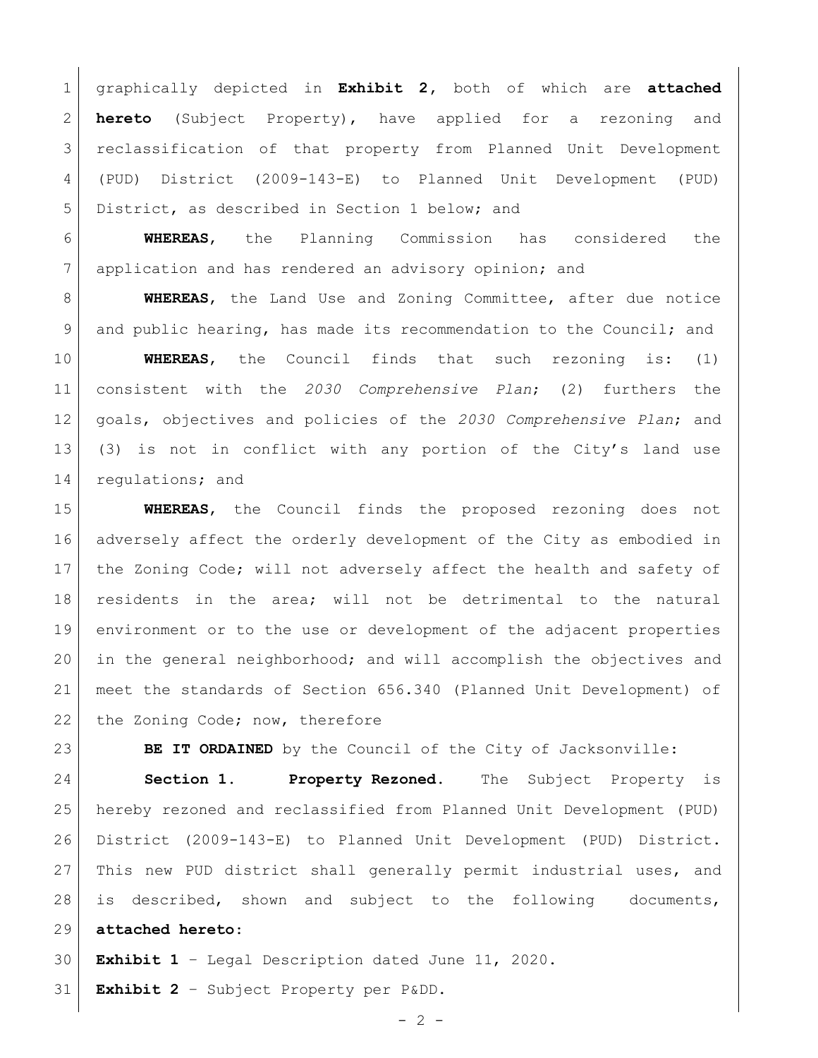graphically depicted in **Exhibit 2**, both of which are **attached hereto** (Subject Property), have applied for a rezoning and reclassification of that property from Planned Unit Development (PUD) District (2009-143-E) to Planned Unit Development (PUD) District, as described in Section 1 below; and

**WHEREAS**, the Planning Commission has considered the application and has rendered an advisory opinion; and

**WHEREAS**, the Land Use and Zoning Committee, after due notice and public hearing, has made its recommendation to the Council; and

**WHEREAS**, the Council finds that such rezoning is: (1) consistent with the *2030 Comprehensive Plan*; (2) furthers the goals, objectives and policies of the *2030 Comprehensive Plan*; and (3) is not in conflict with any portion of the City's land use regulations; and

**WHEREAS**, the Council finds the proposed rezoning does not adversely affect the orderly development of the City as embodied in the Zoning Code; will not adversely affect the health and safety of residents in the area; will not be detrimental to the natural environment or to the use or development of the adjacent properties in the general neighborhood; and will accomplish the objectives and meet the standards of Section 656.340 (Planned Unit Development) of the Zoning Code; now, therefore

**BE IT ORDAINED** by the Council of the City of Jacksonville:

**Section 1. Property Rezoned.** The Subject Property is hereby rezoned and reclassified from Planned Unit Development (PUD) District (2009-143-E) to Planned Unit Development (PUD) District. This new PUD district shall generally permit industrial uses, and is described, shown and subject to the following documents, **attached hereto**:

**Exhibit 1** – Legal Description dated June 11, 2020.

**Exhibit 2** – Subject Property per P&DD.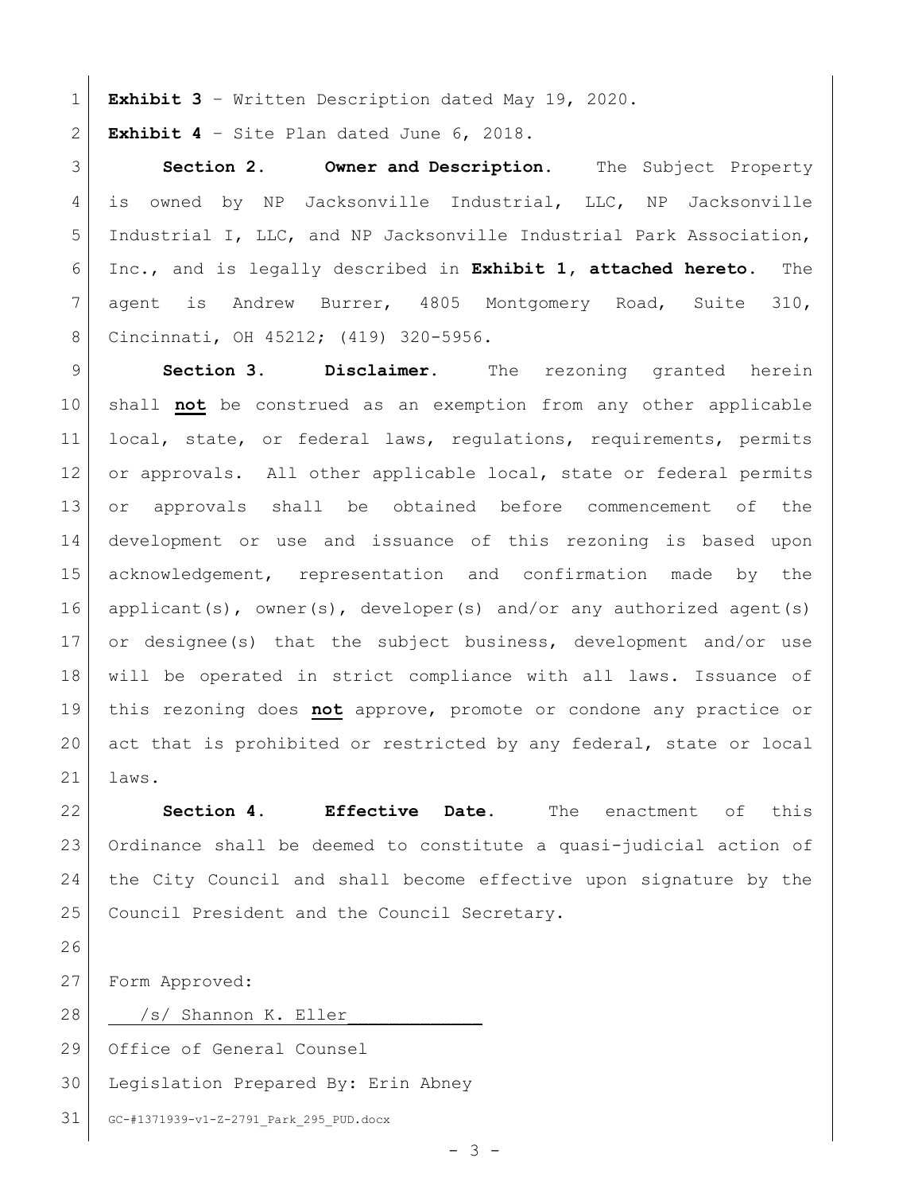**Exhibit 3** – Written Description dated May 19, 2020.

**Exhibit 4** – Site Plan dated June 6, 2018.

**Section 2. Owner and Description.** The Subject Property is owned by NP Jacksonville Industrial, LLC, NP Jacksonville Industrial I, LLC, and NP Jacksonville Industrial Park Association, Inc., and is legally described in **Exhibit 1, attached hereto**. The agent is Andrew Burrer, 4805 Montgomery Road, Suite 310, Cincinnati, OH 45212; (419) 320-5956.

**Section 3. Disclaimer.** The rezoning granted herein shall **not** be construed as an exemption from any other applicable local, state, or federal laws, regulations, requirements, permits or approvals. All other applicable local, state or federal permits or approvals shall be obtained before commencement of the development or use and issuance of this rezoning is based upon acknowledgement, representation and confirmation made by the applicant(s), owner(s), developer(s) and/or any authorized agent(s) or designee(s) that the subject business, development and/or use will be operated in strict compliance with all laws. Issuance of this rezoning does **not** approve, promote or condone any practice or act that is prohibited or restricted by any federal, state or local laws.

**Section 4. Effective Date.** The enactment of this Ordinance shall be deemed to constitute a quasi-judicial action of the City Council and shall become effective upon signature by the Council President and the Council Secretary.

Form Approved:

/s/ Shannon K. Eller

Office of General Counsel

Legislation Prepared By: Erin Abney

GC-#1371939-v1-Z-2791_Park_295_PUD.docx